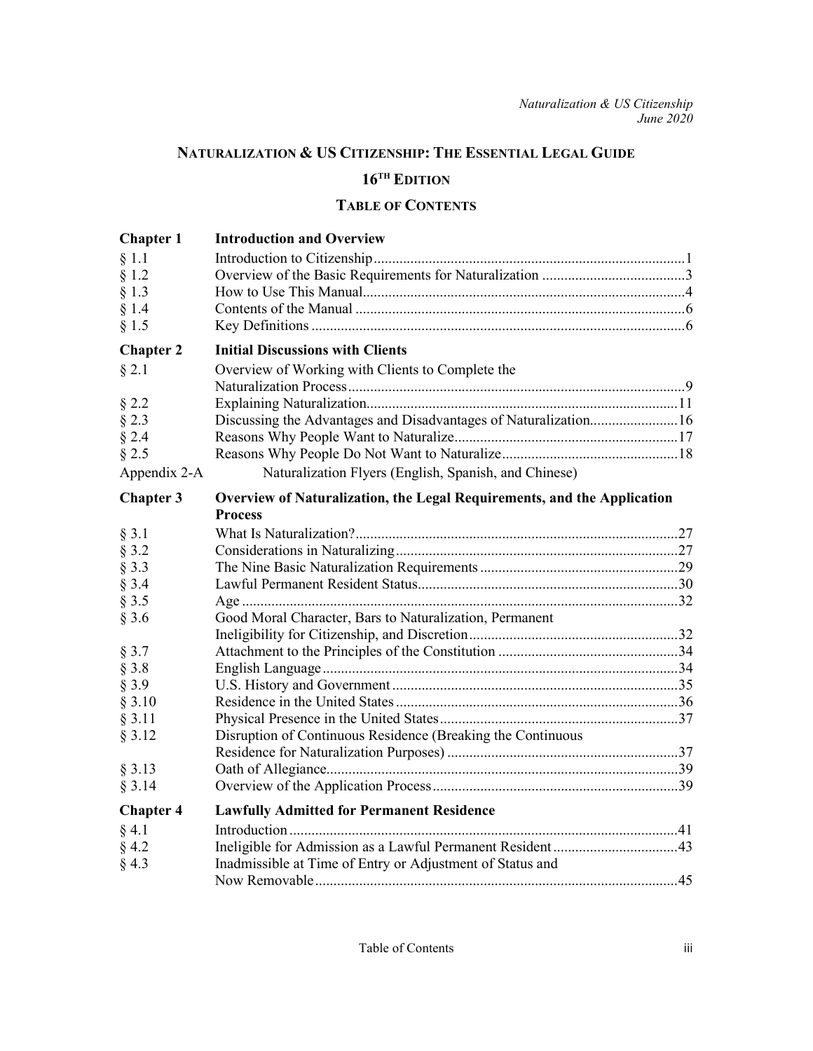# NATURALIZATION & US CITIZENSHIP: THE ESSENTIAL LEGAL GUIDE

## 16TH EDITION

## TABLE OF CONTENTS

| | | |
|---|---|---|
| **Chapter 1** | **Introduction and Overview** | |
| § 1.1 | Introduction to Citizenship | 1 |
| § 1.2 | Overview of the Basic Requirements for Naturalization | 3 |
| § 1.3 | How to Use This Manual | 4 |
| § 1.4 | Contents of the Manual | 6 |
| § 1.5 | Key Definitions | 6 |
| **Chapter 2** | **Initial Discussions with Clients** | |
| § 2.1 | Overview of Working with Clients to Complete the Naturalization Process | 9 |
| § 2.2 | Explaining Naturalization | 11 |
| § 2.3 | Discussing the Advantages and Disadvantages of Naturalization | 16 |
| § 2.4 | Reasons Why People Want to Naturalize | 17 |
| § 2.5 | Reasons Why People Do Not Want to Naturalize | 18 |
| Appendix 2-A | Naturalization Flyers (English, Spanish, and Chinese) | |
| **Chapter 3** | **Overview of Naturalization, the Legal Requirements, and the Application Process** | |
| § 3.1 | What Is Naturalization? | 27 |
| § 3.2 | Considerations in Naturalizing | 27 |
| § 3.3 | The Nine Basic Naturalization Requirements | 29 |
| § 3.4 | Lawful Permanent Resident Status | 30 |
| § 3.5 | Age | 32 |
| § 3.6 | Good Moral Character, Bars to Naturalization, Permanent Ineligibility for Citizenship, and Discretion | 32 |
| § 3.7 | Attachment to the Principles of the Constitution | 34 |
| § 3.8 | English Language | 34 |
| § 3.9 | U.S. History and Government | 35 |
| § 3.10 | Residence in the United States | 36 |
| § 3.11 | Physical Presence in the United States | 37 |
| § 3.12 | Disruption of Continuous Residence (Breaking the Continuous Residence for Naturalization Purposes) | 37 |
| § 3.13 | Oath of Allegiance | 39 |
| § 3.14 | Overview of the Application Process | 39 |
| **Chapter 4** | **Lawfully Admitted for Permanent Residence** | |
| § 4.1 | Introduction | 41 |
| § 4.2 | Ineligible for Admission as a Lawful Permanent Resident | 43 |
| § 4.3 | Inadmissible at Time of Entry or Adjustment of Status and Now Removable | 45 |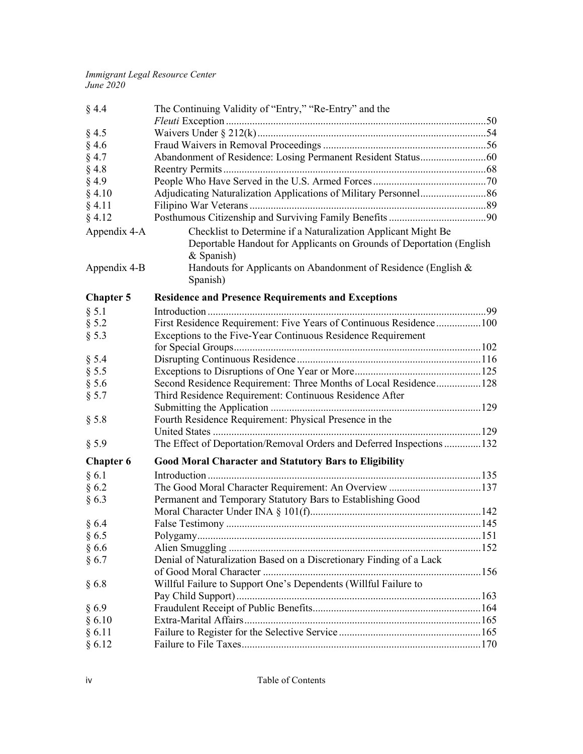| | | |
|---|---|---|
| § 4.4 | The Continuing Validity of "Entry," "Re-Entry" and the *Fleuti* Exception | 50 |
| § 4.5 | Waivers Under § 212(k) | 54 |
| § 4.6 | Fraud Waivers in Removal Proceedings | 56 |
| § 4.7 | Abandonment of Residence: Losing Permanent Resident Status | 60 |
| § 4.8 | Reentry Permits | 68 |
| § 4.9 | People Who Have Served in the U.S. Armed Forces | 70 |
| § 4.10 | Adjudicating Naturalization Applications of Military Personnel | 86 |
| § 4.11 | Filipino War Veterans | 89 |
| § 4.12 | Posthumous Citizenship and Surviving Family Benefits | 90 |
| Appendix 4-A | Checklist to Determine if a Naturalization Applicant Might Be Deportable Handout for Applicants on Grounds of Deportation (English & Spanish) | |
| Appendix 4-B | Handouts for Applicants on Abandonment of Residence (English & Spanish) | |

## Chapter 5 Residence and Presence Requirements and Exceptions

| | | |
|---|---|---|
| § 5.1 | Introduction | 99 |
| § 5.2 | First Residence Requirement: Five Years of Continuous Residence | 100 |
| § 5.3 | Exceptions to the Five-Year Continuous Residence Requirement for Special Groups | 102 |
| § 5.4 | Disrupting Continuous Residence | 116 |
| § 5.5 | Exceptions to Disruptions of One Year or More | 125 |
| § 5.6 | Second Residence Requirement: Three Months of Local Residence | 128 |
| § 5.7 | Third Residence Requirement: Continuous Residence After Submitting the Application | 129 |
| § 5.8 | Fourth Residence Requirement: Physical Presence in the United States | 129 |
| § 5.9 | The Effect of Deportation/Removal Orders and Deferred Inspections | 132 |

## Chapter 6 Good Moral Character and Statutory Bars to Eligibility

| | | |
|---|---|---|
| § 6.1 | Introduction | 135 |
| § 6.2 | The Good Moral Character Requirement: An Overview | 137 |
| § 6.3 | Permanent and Temporary Statutory Bars to Establishing Good Moral Character Under INA § 101(f) | 142 |
| § 6.4 | False Testimony | 145 |
| § 6.5 | Polygamy | 151 |
| § 6.6 | Alien Smuggling | 152 |
| § 6.7 | Denial of Naturalization Based on a Discretionary Finding of a Lack of Good Moral Character | 156 |
| § 6.8 | Willful Failure to Support One's Dependents (Willful Failure to Pay Child Support) | 163 |
| § 6.9 | Fraudulent Receipt of Public Benefits | 164 |
| § 6.10 | Extra-Marital Affairs | 165 |
| § 6.11 | Failure to Register for the Selective Service | 165 |
| § 6.12 | Failure to File Taxes | 170 |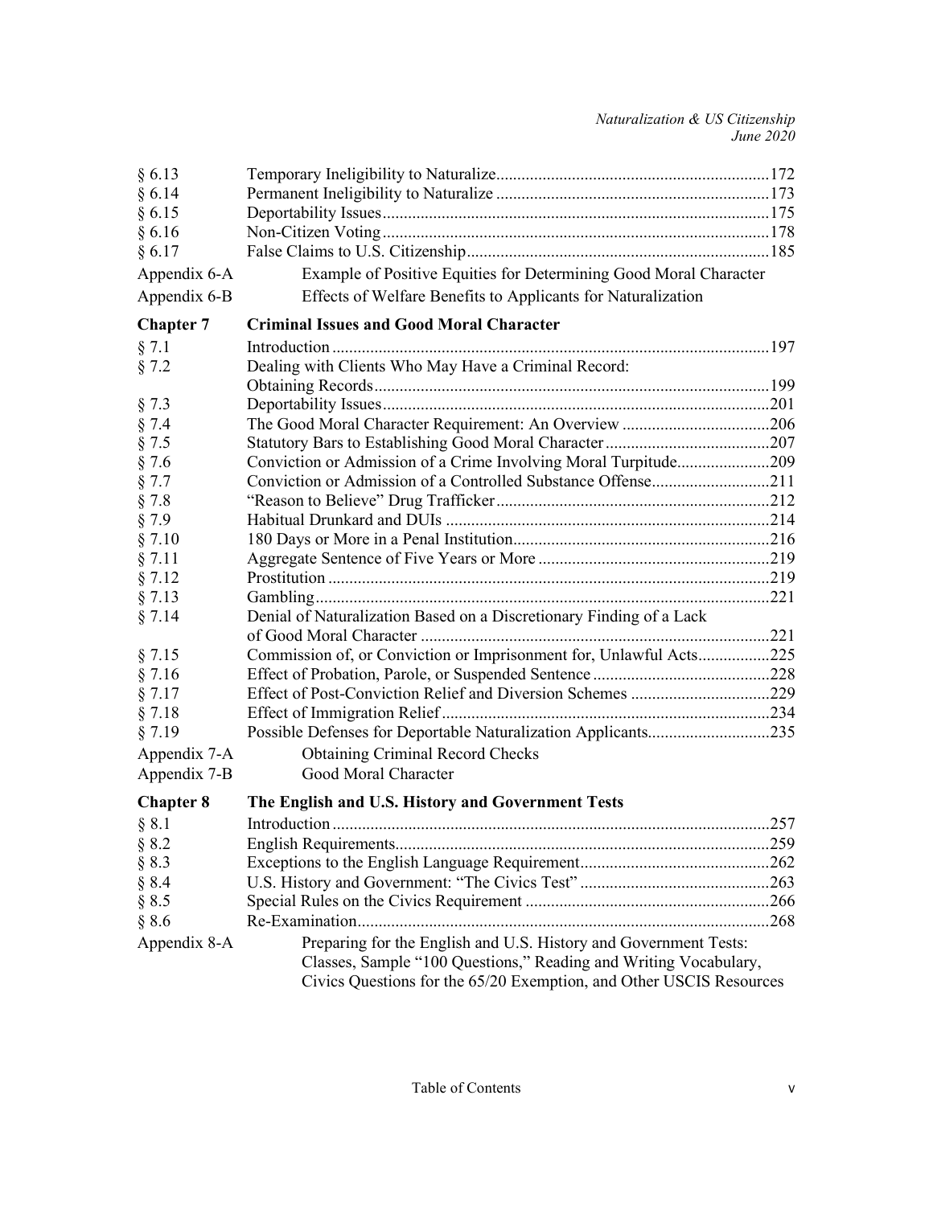| | | |
|---|---|---|
| § 6.13 | Temporary Ineligibility to Naturalize | 172 |
| § 6.14 | Permanent Ineligibility to Naturalize | 173 |
| § 6.15 | Deportability Issues | 175 |
| § 6.16 | Non-Citizen Voting | 178 |
| § 6.17 | False Claims to U.S. Citizenship | 185 |
| Appendix 6-A | Example of Positive Equities for Determining Good Moral Character | |
| Appendix 6-B | Effects of Welfare Benefits to Applicants for Naturalization | |
| **Chapter 7** | **Criminal Issues and Good Moral Character** | |
| § 7.1 | Introduction | 197 |
| § 7.2 | Dealing with Clients Who May Have a Criminal Record: Obtaining Records | 199 |
| § 7.3 | Deportability Issues | 201 |
| § 7.4 | The Good Moral Character Requirement: An Overview | 206 |
| § 7.5 | Statutory Bars to Establishing Good Moral Character | 207 |
| § 7.6 | Conviction or Admission of a Crime Involving Moral Turpitude | 209 |
| § 7.7 | Conviction or Admission of a Controlled Substance Offense | 211 |
| § 7.8 | "Reason to Believe" Drug Trafficker | 212 |
| § 7.9 | Habitual Drunkard and DUIs | 214 |
| § 7.10 | 180 Days or More in a Penal Institution | 216 |
| § 7.11 | Aggregate Sentence of Five Years or More | 219 |
| § 7.12 | Prostitution | 219 |
| § 7.13 | Gambling | 221 |
| § 7.14 | Denial of Naturalization Based on a Discretionary Finding of a Lack of Good Moral Character | 221 |
| § 7.15 | Commission of, or Conviction or Imprisonment for, Unlawful Acts | 225 |
| § 7.16 | Effect of Probation, Parole, or Suspended Sentence | 228 |
| § 7.17 | Effect of Post-Conviction Relief and Diversion Schemes | 229 |
| § 7.18 | Effect of Immigration Relief | 234 |
| § 7.19 | Possible Defenses for Deportable Naturalization Applicants | 235 |
| Appendix 7-A | Obtaining Criminal Record Checks | |
| Appendix 7-B | Good Moral Character | |
| **Chapter 8** | **The English and U.S. History and Government Tests** | |
| § 8.1 | Introduction | 257 |
| § 8.2 | English Requirements | 259 |
| § 8.3 | Exceptions to the English Language Requirement | 262 |
| § 8.4 | U.S. History and Government: "The Civics Test" | 263 |
| § 8.5 | Special Rules on the Civics Requirement | 266 |
| § 8.6 | Re-Examination | 268 |
| Appendix 8-A | Preparing for the English and U.S. History and Government Tests: Classes, Sample "100 Questions," Reading and Writing Vocabulary, Civics Questions for the 65/20 Exemption, and Other USCIS Resources | |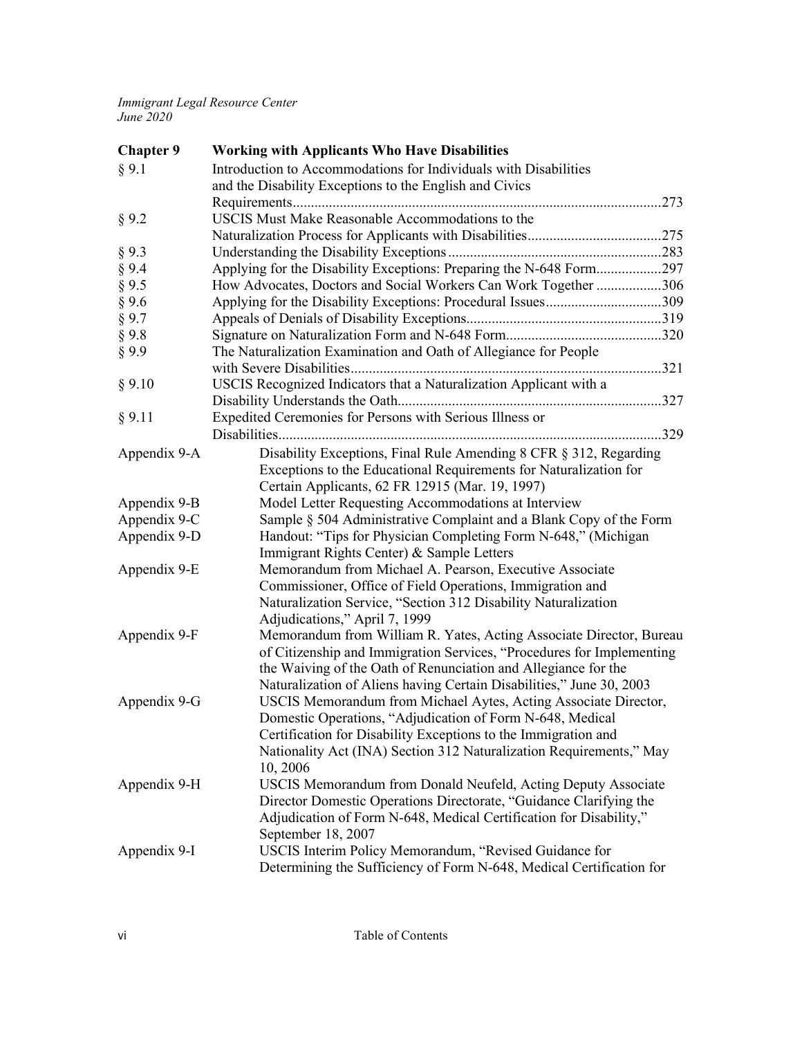| **Chapter 9** | **Working with Applicants Who Have Disabilities** |
|---|---|
| § 9.1 | Introduction to Accommodations for Individuals with Disabilities and the Disability Exceptions to the English and Civics Requirements.....273 |
| § 9.2 | USCIS Must Make Reasonable Accommodations to the Naturalization Process for Applicants with Disabilities.....275 |
| § 9.3 | Understanding the Disability Exceptions.....283 |
| § 9.4 | Applying for the Disability Exceptions: Preparing the N-648 Form.....297 |
| § 9.5 | How Advocates, Doctors and Social Workers Can Work Together.....306 |
| § 9.6 | Applying for the Disability Exceptions: Procedural Issues.....309 |
| § 9.7 | Appeals of Denials of Disability Exceptions.....319 |
| § 9.8 | Signature on Naturalization Form and N-648 Form.....320 |
| § 9.9 | The Naturalization Examination and Oath of Allegiance for People with Severe Disabilities.....321 |
| § 9.10 | USCIS Recognized Indicators that a Naturalization Applicant with a Disability Understands the Oath.....327 |
| § 9.11 | Expedited Ceremonies for Persons with Serious Illness or Disabilities.....329 |
| Appendix 9-A | Disability Exceptions, Final Rule Amending 8 CFR § 312, Regarding Exceptions to the Educational Requirements for Naturalization for Certain Applicants, 62 FR 12915 (Mar. 19, 1997) |
| Appendix 9-B | Model Letter Requesting Accommodations at Interview |
| Appendix 9-C | Sample § 504 Administrative Complaint and a Blank Copy of the Form |
| Appendix 9-D | Handout: "Tips for Physician Completing Form N-648," (Michigan Immigrant Rights Center) & Sample Letters |
| Appendix 9-E | Memorandum from Michael A. Pearson, Executive Associate Commissioner, Office of Field Operations, Immigration and Naturalization Service, "Section 312 Disability Naturalization Adjudications," April 7, 1999 |
| Appendix 9-F | Memorandum from William R. Yates, Acting Associate Director, Bureau of Citizenship and Immigration Services, "Procedures for Implementing the Waiving of the Oath of Renunciation and Allegiance for the Naturalization of Aliens having Certain Disabilities," June 30, 2003 |
| Appendix 9-G | USCIS Memorandum from Michael Aytes, Acting Associate Director, Domestic Operations, "Adjudication of Form N-648, Medical Certification for Disability Exceptions to the Immigration and Nationality Act (INA) Section 312 Naturalization Requirements," May 10, 2006 |
| Appendix 9-H | USCIS Memorandum from Donald Neufeld, Acting Deputy Associate Director Domestic Operations Directorate, "Guidance Clarifying the Adjudication of Form N-648, Medical Certification for Disability," September 18, 2007 |
| Appendix 9-I | USCIS Interim Policy Memorandum, "Revised Guidance for Determining the Sufficiency of Form N-648, Medical Certification for |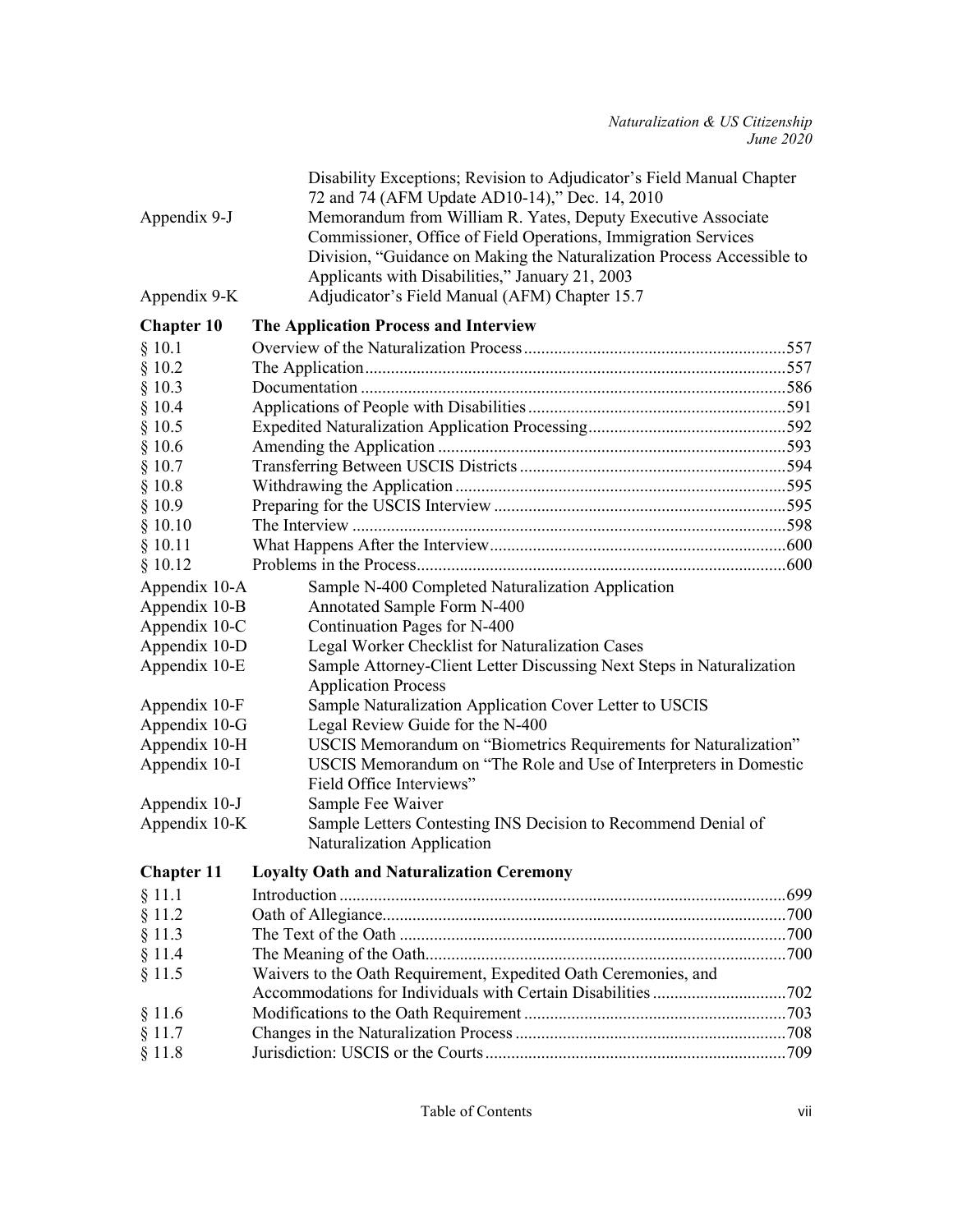| | |
|---|---|
| | Disability Exceptions; Revision to Adjudicator's Field Manual Chapter 72 and 74 (AFM Update AD10-14)," Dec. 14, 2010 |
| Appendix 9-J | Memorandum from William R. Yates, Deputy Executive Associate Commissioner, Office of Field Operations, Immigration Services Division, "Guidance on Making the Naturalization Process Accessible to Applicants with Disabilities," January 21, 2003 |
| Appendix 9-K | Adjudicator's Field Manual (AFM) Chapter 15.7 |

## Chapter 10 The Application Process and Interview

| | | |
|---|---|---|
| § 10.1 | Overview of the Naturalization Process | 557 |
| § 10.2 | The Application | 557 |
| § 10.3 | Documentation | 586 |
| § 10.4 | Applications of People with Disabilities | 591 |
| § 10.5 | Expedited Naturalization Application Processing | 592 |
| § 10.6 | Amending the Application | 593 |
| § 10.7 | Transferring Between USCIS Districts | 594 |
| § 10.8 | Withdrawing the Application | 595 |
| § 10.9 | Preparing for the USCIS Interview | 595 |
| § 10.10 | The Interview | 598 |
| § 10.11 | What Happens After the Interview | 600 |
| § 10.12 | Problems in the Process | 600 |

| | |
|---|---|
| Appendix 10-A | Sample N-400 Completed Naturalization Application |
| Appendix 10-B | Annotated Sample Form N-400 |
| Appendix 10-C | Continuation Pages for N-400 |
| Appendix 10-D | Legal Worker Checklist for Naturalization Cases |
| Appendix 10-E | Sample Attorney-Client Letter Discussing Next Steps in Naturalization Application Process |
| Appendix 10-F | Sample Naturalization Application Cover Letter to USCIS |
| Appendix 10-G | Legal Review Guide for the N-400 |
| Appendix 10-H | USCIS Memorandum on "Biometrics Requirements for Naturalization" |
| Appendix 10-I | USCIS Memorandum on "The Role and Use of Interpreters in Domestic Field Office Interviews" |
| Appendix 10-J | Sample Fee Waiver |
| Appendix 10-K | Sample Letters Contesting INS Decision to Recommend Denial of Naturalization Application |

## Chapter 11 Loyalty Oath and Naturalization Ceremony

| | | |
|---|---|---|
| § 11.1 | Introduction | 699 |
| § 11.2 | Oath of Allegiance | 700 |
| § 11.3 | The Text of the Oath | 700 |
| § 11.4 | The Meaning of the Oath | 700 |
| § 11.5 | Waivers to the Oath Requirement, Expedited Oath Ceremonies, and Accommodations for Individuals with Certain Disabilities | 702 |
| § 11.6 | Modifications to the Oath Requirement | 703 |
| § 11.7 | Changes in the Naturalization Process | 708 |
| § 11.8 | Jurisdiction: USCIS or the Courts | 709 |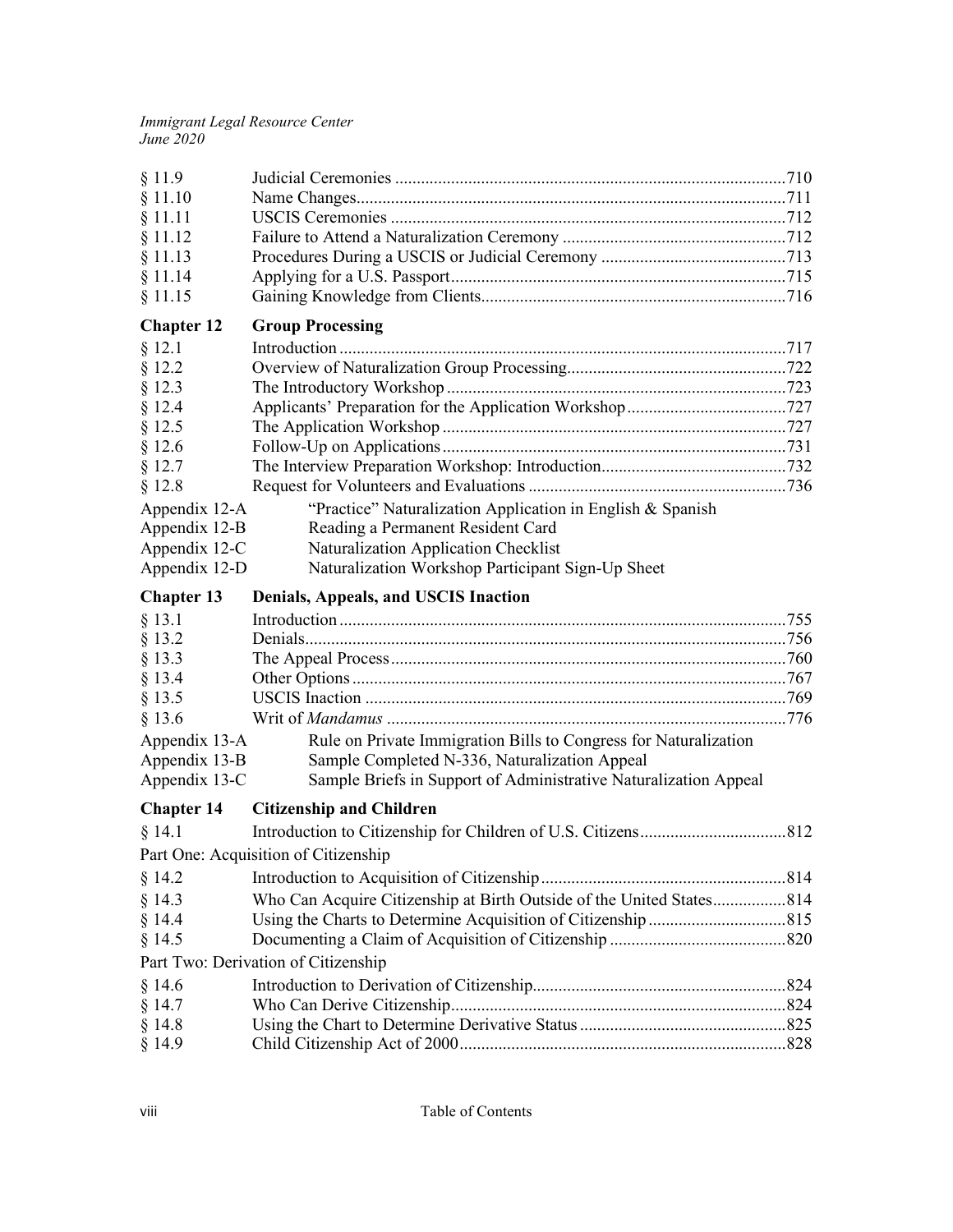| | | |
|---|---|---|
| § 11.9 | Judicial Ceremonies | 710 |
| § 11.10 | Name Changes | 711 |
| § 11.11 | USCIS Ceremonies | 712 |
| § 11.12 | Failure to Attend a Naturalization Ceremony | 712 |
| § 11.13 | Procedures During a USCIS or Judicial Ceremony | 713 |
| § 11.14 | Applying for a U.S. Passport | 715 |
| § 11.15 | Gaining Knowledge from Clients | 716 |

**Chapter 12 Group Processing**

| | | |
|---|---|---|
| § 12.1 | Introduction | 717 |
| § 12.2 | Overview of Naturalization Group Processing | 722 |
| § 12.3 | The Introductory Workshop | 723 |
| § 12.4 | Applicants' Preparation for the Application Workshop | 727 |
| § 12.5 | The Application Workshop | 727 |
| § 12.6 | Follow-Up on Applications | 731 |
| § 12.7 | The Interview Preparation Workshop: Introduction | 732 |
| § 12.8 | Request for Volunteers and Evaluations | 736 |
| Appendix 12-A | "Practice" Naturalization Application in English & Spanish | |
| Appendix 12-B | Reading a Permanent Resident Card | |
| Appendix 12-C | Naturalization Application Checklist | |
| Appendix 12-D | Naturalization Workshop Participant Sign-Up Sheet | |

**Chapter 13 Denials, Appeals, and USCIS Inaction**

| | | |
|---|---|---|
| § 13.1 | Introduction | 755 |
| § 13.2 | Denials | 756 |
| § 13.3 | The Appeal Process | 760 |
| § 13.4 | Other Options | 767 |
| § 13.5 | USCIS Inaction | 769 |
| § 13.6 | Writ of *Mandamus* | 776 |
| Appendix 13-A | Rule on Private Immigration Bills to Congress for Naturalization | |
| Appendix 13-B | Sample Completed N-336, Naturalization Appeal | |
| Appendix 13-C | Sample Briefs in Support of Administrative Naturalization Appeal | |

**Chapter 14 Citizenship and Children**

| | | |
|---|---|---|
| § 14.1 | Introduction to Citizenship for Children of U.S. Citizens | 812 |

Part One: Acquisition of Citizenship

| | | |
|---|---|---|
| § 14.2 | Introduction to Acquisition of Citizenship | 814 |
| § 14.3 | Who Can Acquire Citizenship at Birth Outside of the United States | 814 |
| § 14.4 | Using the Charts to Determine Acquisition of Citizenship | 815 |
| § 14.5 | Documenting a Claim of Acquisition of Citizenship | 820 |

Part Two: Derivation of Citizenship

| | | |
|---|---|---|
| § 14.6 | Introduction to Derivation of Citizenship | 824 |
| § 14.7 | Who Can Derive Citizenship | 824 |
| § 14.8 | Using the Chart to Determine Derivative Status | 825 |
| § 14.9 | Child Citizenship Act of 2000 | 828 |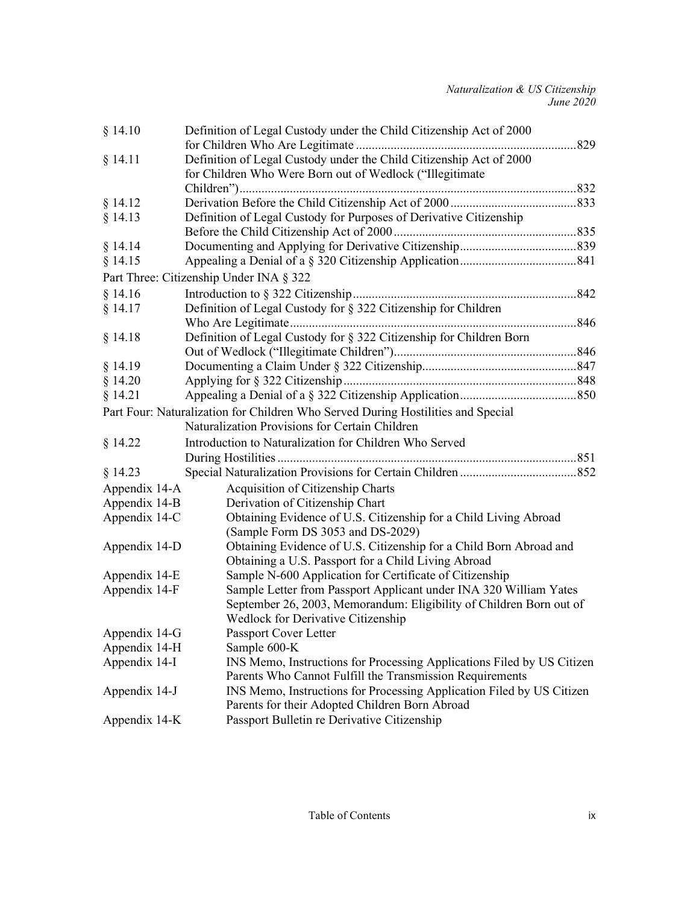| | | |
|---|---|---|
| § 14.10 | Definition of Legal Custody under the Child Citizenship Act of 2000 for Children Who Are Legitimate | 829 |
| § 14.11 | Definition of Legal Custody under the Child Citizenship Act of 2000 for Children Who Were Born out of Wedlock ("Illegitimate Children") | 832 |
| § 14.12 | Derivation Before the Child Citizenship Act of 2000 | 833 |
| § 14.13 | Definition of Legal Custody for Purposes of Derivative Citizenship Before the Child Citizenship Act of 2000 | 835 |
| § 14.14 | Documenting and Applying for Derivative Citizenship | 839 |
| § 14.15 | Appealing a Denial of a § 320 Citizenship Application | 841 |

Part Three: Citizenship Under INA § 322

| | | |
|---|---|---|
| § 14.16 | Introduction to § 322 Citizenship | 842 |
| § 14.17 | Definition of Legal Custody for § 322 Citizenship for Children Who Are Legitimate | 846 |
| § 14.18 | Definition of Legal Custody for § 322 Citizenship for Children Born Out of Wedlock ("Illegitimate Children") | 846 |
| § 14.19 | Documenting a Claim Under § 322 Citizenship | 847 |
| § 14.20 | Applying for § 322 Citizenship | 848 |
| § 14.21 | Appealing a Denial of a § 322 Citizenship Application | 850 |

Part Four: Naturalization for Children Who Served During Hostilities and Special Naturalization Provisions for Certain Children

| | | |
|---|---|---|
| § 14.22 | Introduction to Naturalization for Children Who Served During Hostilities | 851 |
| § 14.23 | Special Naturalization Provisions for Certain Children | 852 |

| | |
|---|---|
| Appendix 14-A | Acquisition of Citizenship Charts |
| Appendix 14-B | Derivation of Citizenship Chart |
| Appendix 14-C | Obtaining Evidence of U.S. Citizenship for a Child Living Abroad (Sample Form DS 3053 and DS-2029) |
| Appendix 14-D | Obtaining Evidence of U.S. Citizenship for a Child Born Abroad and Obtaining a U.S. Passport for a Child Living Abroad |
| Appendix 14-E | Sample N-600 Application for Certificate of Citizenship |
| Appendix 14-F | Sample Letter from Passport Applicant under INA 320 William Yates September 26, 2003, Memorandum: Eligibility of Children Born out of Wedlock for Derivative Citizenship |
| Appendix 14-G | Passport Cover Letter |
| Appendix 14-H | Sample 600-K |
| Appendix 14-I | INS Memo, Instructions for Processing Applications Filed by US Citizen Parents Who Cannot Fulfill the Transmission Requirements |
| Appendix 14-J | INS Memo, Instructions for Processing Application Filed by US Citizen Parents for their Adopted Children Born Abroad |
| Appendix 14-K | Passport Bulletin re Derivative Citizenship |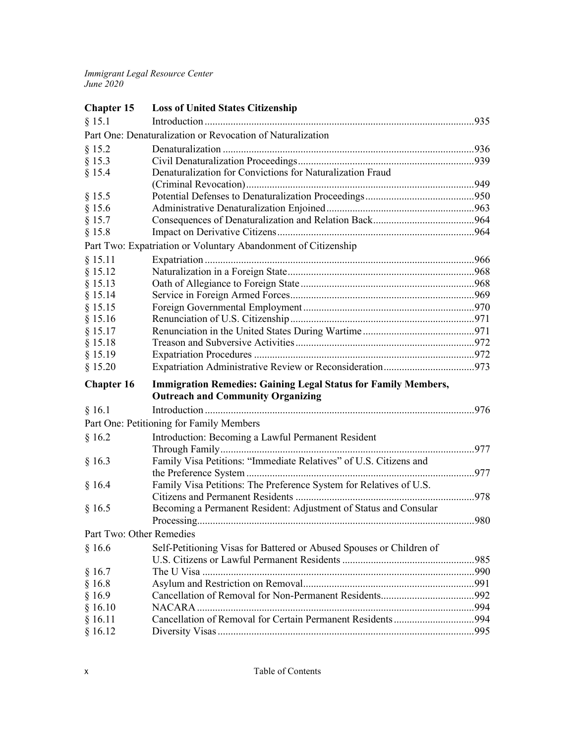## Chapter 15 Loss of United States Citizenship

| | | |
|---|---|---|
| § 15.1 | Introduction | 935 |
| **Part One: Denaturalization or Revocation of Naturalization** | | |
| § 15.2 | Denaturalization | 936 |
| § 15.3 | Civil Denaturalization Proceedings | 939 |
| § 15.4 | Denaturalization for Convictions for Naturalization Fraud (Criminal Revocation) | 949 |
| § 15.5 | Potential Defenses to Denaturalization Proceedings | 950 |
| § 15.6 | Administrative Denaturalization Enjoined | 963 |
| § 15.7 | Consequences of Denaturalization and Relation Back | 964 |
| § 15.8 | Impact on Derivative Citizens | 964 |
| **Part Two: Expatriation or Voluntary Abandonment of Citizenship** | | |
| § 15.11 | Expatriation | 966 |
| § 15.12 | Naturalization in a Foreign State | 968 |
| § 15.13 | Oath of Allegiance to Foreign State | 968 |
| § 15.14 | Service in Foreign Armed Forces | 969 |
| § 15.15 | Foreign Governmental Employment | 970 |
| § 15.16 | Renunciation of U.S. Citizenship | 971 |
| § 15.17 | Renunciation in the United States During Wartime | 971 |
| § 15.18 | Treason and Subversive Activities | 972 |
| § 15.19 | Expatriation Procedures | 972 |
| § 15.20 | Expatriation Administrative Review or Reconsideration | 973 |

## Chapter 16 Immigration Remedies: Gaining Legal Status for Family Members, Outreach and Community Organizing

| | | |
|---|---|---|
| § 16.1 | Introduction | 976 |
| **Part One: Petitioning for Family Members** | | |
| § 16.2 | Introduction: Becoming a Lawful Permanent Resident Through Family | 977 |
| § 16.3 | Family Visa Petitions: "Immediate Relatives" of U.S. Citizens and the Preference System | 977 |
| § 16.4 | Family Visa Petitions: The Preference System for Relatives of U.S. Citizens and Permanent Residents | 978 |
| § 16.5 | Becoming a Permanent Resident: Adjustment of Status and Consular Processing | 980 |
| **Part Two: Other Remedies** | | |
| § 16.6 | Self-Petitioning Visas for Battered or Abused Spouses or Children of U.S. Citizens or Lawful Permanent Residents | 985 |
| § 16.7 | The U Visa | 990 |
| § 16.8 | Asylum and Restriction on Removal | 991 |
| § 16.9 | Cancellation of Removal for Non-Permanent Residents | 992 |
| § 16.10 | NACARA | 994 |
| § 16.11 | Cancellation of Removal for Certain Permanent Residents | 994 |
| § 16.12 | Diversity Visas | 995 |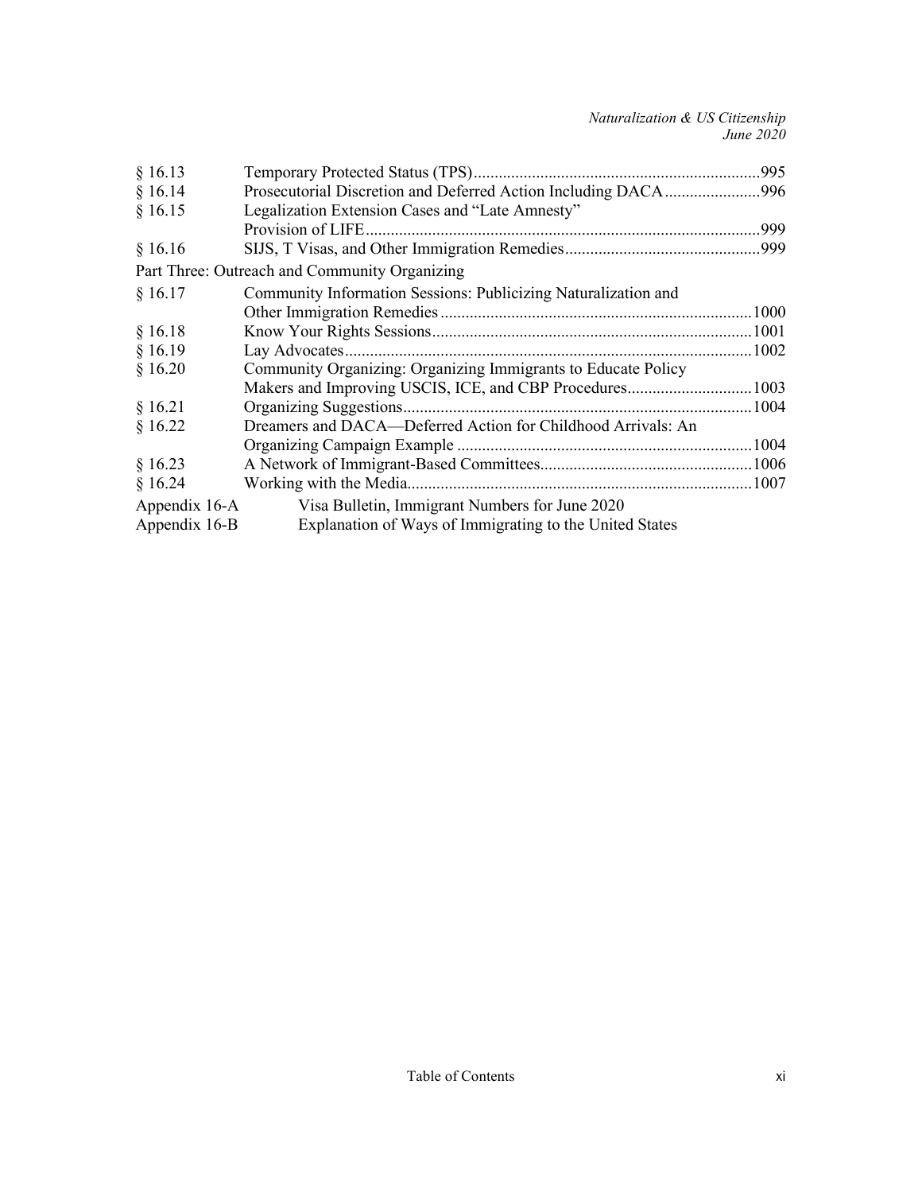| | | |
|---|---|---|
| § 16.13 | Temporary Protected Status (TPS) | 995 |
| § 16.14 | Prosecutorial Discretion and Deferred Action Including DACA | 996 |
| § 16.15 | Legalization Extension Cases and "Late Amnesty" Provision of LIFE | 999 |
| § 16.16 | SIJS, T Visas, and Other Immigration Remedies | 999 |
| Part Three: Outreach and Community Organizing | | |
| § 16.17 | Community Information Sessions: Publicizing Naturalization and Other Immigration Remedies | 1000 |
| § 16.18 | Know Your Rights Sessions | 1001 |
| § 16.19 | Lay Advocates | 1002 |
| § 16.20 | Community Organizing: Organizing Immigrants to Educate Policy Makers and Improving USCIS, ICE, and CBP Procedures | 1003 |
| § 16.21 | Organizing Suggestions | 1004 |
| § 16.22 | Dreamers and DACA—Deferred Action for Childhood Arrivals: An Organizing Campaign Example | 1004 |
| § 16.23 | A Network of Immigrant-Based Committees | 1006 |
| § 16.24 | Working with the Media | 1007 |
| Appendix 16-A | Visa Bulletin, Immigrant Numbers for June 2020 | |
| Appendix 16-B | Explanation of Ways of Immigrating to the United States | |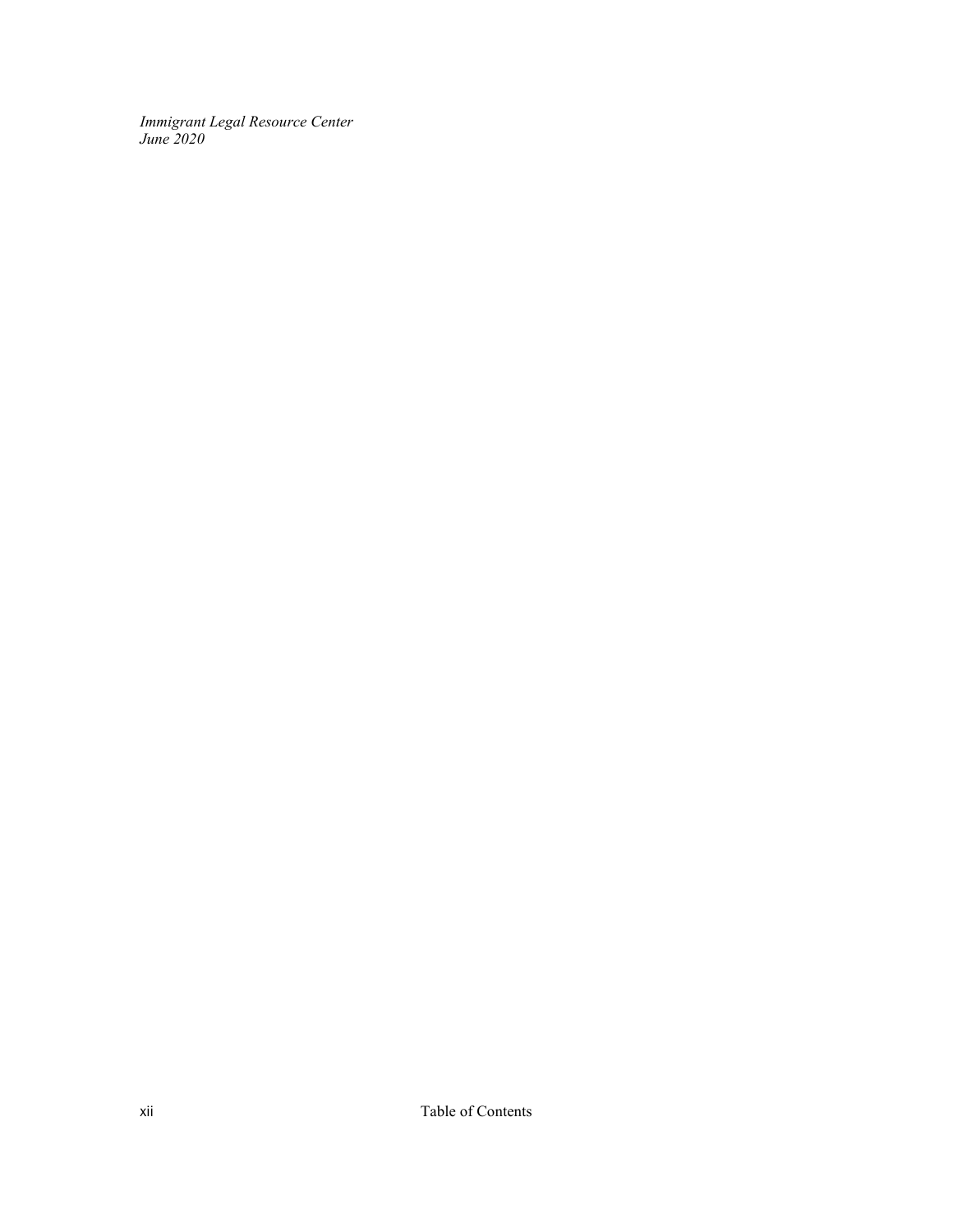*Immigrant Legal Resource Center*
*June 2020*